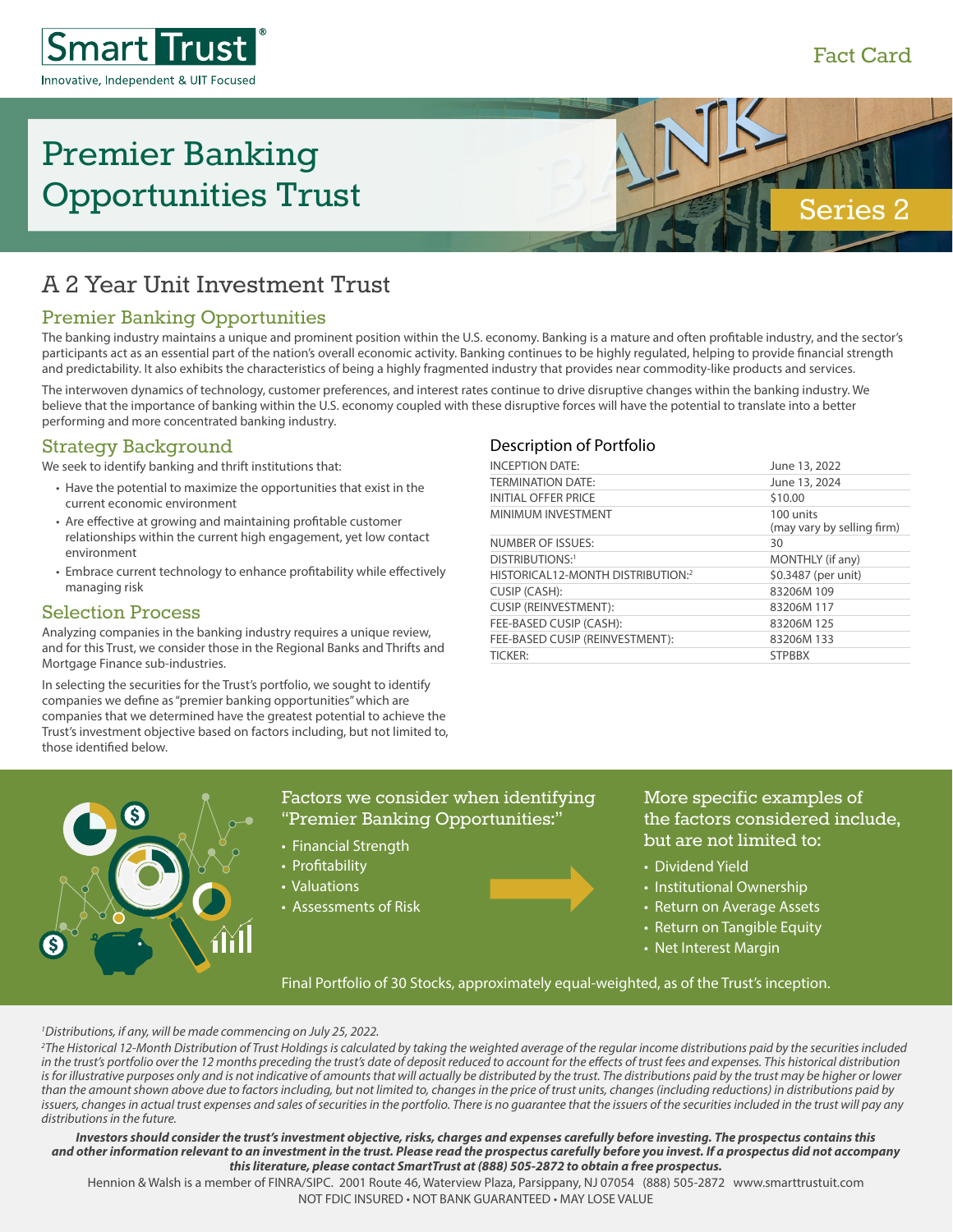Smart Trust®

Innovative, Independent & UIT Focused

Fact Card

# Premier Banking Opportunities Trust

Series 2

## A 2 Year Unit Investment Trust

### Premier Banking Opportunities

The banking industry maintains a unique and prominent position within the U.S. economy. Banking is a mature and often profitable industry, and the sector's participants act as an essential part of the nation's overall economic activity. Banking continues to be highly regulated, helping to provide financial strength and predictability. It also exhibits the characteristics of being a highly fragmented industry that provides near commodity-like products and services.

The interwoven dynamics of technology, customer preferences, and interest rates continue to drive disruptive changes within the banking industry. We believe that the importance of banking within the U.S. economy coupled with these disruptive forces will have the potential to translate into a better performing and more concentrated banking industry.

### Strategy Background

We seek to identify banking and thrift institutions that:

- Have the potential to maximize the opportunities that exist in the current economic environment
- Are effective at growing and maintaining profitable customer relationships within the current high engagement, yet low contact environment
- Embrace current technology to enhance profitability while effectively managing risk

### Selection Process

Analyzing companies in the banking industry requires a unique review, and for this Trust, we consider those in the Regional Banks and Thrifts and Mortgage Finance sub-industries.

In selecting the securities for the Trust's portfolio, we sought to identify companies we define as "premier banking opportunities" which are companies that we determined have the greatest potential to achieve the Trust's investment objective based on factors including, but not limited to, those identified below.

### Description of Portfolio

| | |
|---|---|
| INCEPTION DATE: | June 13, 2022 |
| TERMINATION DATE: | June 13, 2024 |
| INITIAL OFFER PRICE | $10.00 |
| MINIMUM INVESTMENT | 100 units (may vary by selling firm) |
| NUMBER OF ISSUES: | 30 |
| DISTRIBUTIONS:[1] | MONTHLY (if any) |
| HISTORICAL12-MONTH DISTRIBUTION:[2] | $0.3487 (per unit) |
| CUSIP (CASH): | 83206M 109 |
| CUSIP (REINVESTMENT): | 83206M 117 |
| FEE-BASED CUSIP (CASH): | 83206M 125 |
| FEE-BASED CUSIP (REINVESTMENT): | 83206M 133 |
| TICKER: | STPBBX |

### Factors we consider when identifying "Premier Banking Opportunities:"

- Financial Strength
- Profitability
- Valuations
- Assessments of Risk

### More specific examples of the factors considered include, but are not limited to:

- Dividend Yield
- Institutional Ownership
- Return on Average Assets
- Return on Tangible Equity
- Net Interest Margin

Final Portfolio of 30 Stocks, approximately equal-weighted, as of the Trust's inception.

*[1]Distributions, if any, will be made commencing on July 25, 2022.*

*[2]The Historical 12-Month Distribution of Trust Holdings is calculated by taking the weighted average of the regular income distributions paid by the securities included in the trust's portfolio over the 12 months preceding the trust's date of deposit reduced to account for the effects of trust fees and expenses. This historical distribution is for illustrative purposes only and is not indicative of amounts that will actually be distributed by the trust. The distributions paid by the trust may be higher or lower than the amount shown above due to factors including, but not limited to, changes in the price of trust units, changes (including reductions) in distributions paid by issuers, changes in actual trust expenses and sales of securities in the portfolio. There is no guarantee that the issuers of the securities included in the trust will pay any distributions in the future.*

***Investors should consider the trust's investment objective, risks, charges and expenses carefully before investing. The prospectus contains this and other information relevant to an investment in the trust. Please read the prospectus carefully before you invest. If a prospectus did not accompany this literature, please contact SmartTrust at (888) 505-2872 to obtain a free prospectus.***

Hennion & Walsh is a member of FINRA/SIPC. 2001 Route 46, Waterview Plaza, Parsippany, NJ 07054 (888) 505-2872 www.smarttrustuit.com

NOT FDIC INSURED • NOT BANK GUARANTEED • MAY LOSE VALUE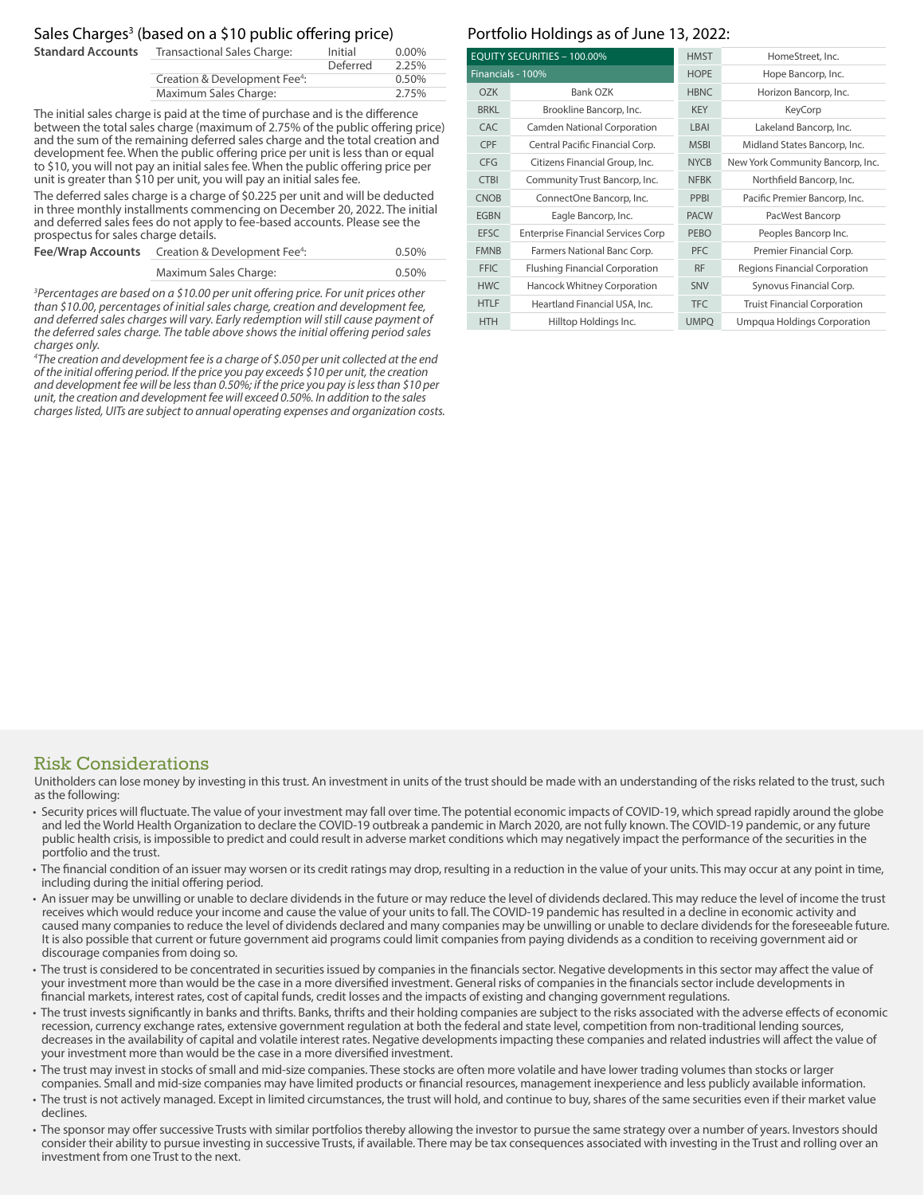## Sales Charges[3] (based on a $10 public offering price)

| | | | |
|---|---|---|---|
| **Standard Accounts** | Transactional Sales Charge: | Initial | 0.00% |
| | | Deferred | 2.25% |
| | Creation & Development Fee[4]: | | 0.50% |
| | Maximum Sales Charge: | | 2.75% |

The initial sales charge is paid at the time of purchase and is the difference between the total sales charge (maximum of 2.75% of the public offering price) and the sum of the remaining deferred sales charge and the total creation and development fee. When the public offering price per unit is less than or equal to $10, you will not pay an initial sales fee. When the public offering price per unit is greater than $10 per unit, you will pay an initial sales fee.

The deferred sales charge is a charge of $0.225 per unit and will be deducted in three monthly installments commencing on December 20, 2022. The initial and deferred sales fees do not apply to fee-based accounts. Please see the prospectus for sales charge details.

| | | |
|---|---|---|
| **Fee/Wrap Accounts** | Creation & Development Fee[4]: | 0.50% |
| | Maximum Sales Charge: | 0.50% |

*[3]Percentages are based on a $10.00 per unit offering price. For unit prices other than $10.00, percentages of initial sales charge, creation and development fee, and deferred sales charges will vary. Early redemption will still cause payment of the deferred sales charge. The table above shows the initial offering period sales charges only.*

*[4]The creation and development fee is a charge of $.050 per unit collected at the end of the initial offering period. If the price you pay exceeds $10 per unit, the creation and development fee will be less than 0.50%; if the price you pay is less than $10 per unit, the creation and development fee will exceed 0.50%. In addition to the sales charges listed, UITs are subject to annual operating expenses and organization costs.*

## Portfolio Holdings as of June 13, 2022:

**EQUITY SECURITIES – 100.00%**

**Financials - 100%**

| | |
|---|---|
| OZK | Bank OZK |
| BRKL | Brookline Bancorp, Inc. |
| CAC | Camden National Corporation |
| CPF | Central Pacific Financial Corp. |
| CFG | Citizens Financial Group, Inc. |
| CTBI | Community Trust Bancorp, Inc. |
| CNOB | ConnectOne Bancorp, Inc. |
| EGBN | Eagle Bancorp, Inc. |
| EFSC | Enterprise Financial Services Corp |
| FMNB | Farmers National Banc Corp. |
| FFIC | Flushing Financial Corporation |
| HWC | Hancock Whitney Corporation |
| HTLF | Heartland Financial USA, Inc. |
| HTH | Hilltop Holdings Inc. |
| HMST | HomeStreet, Inc. |
| HOPE | Hope Bancorp, Inc. |
| HBNC | Horizon Bancorp, Inc. |
| KEY | KeyCorp |
| LBAI | Lakeland Bancorp, Inc. |
| MSBI | Midland States Bancorp, Inc. |
| NYCB | New York Community Bancorp, Inc. |
| NFBK | Northfield Bancorp, Inc. |
| PPBI | Pacific Premier Bancorp, Inc. |
| PACW | PacWest Bancorp |
| PEBO | Peoples Bancorp Inc. |
| PFC | Premier Financial Corp. |
| RF | Regions Financial Corporation |
| SNV | Synovus Financial Corp. |
| TFC | Truist Financial Corporation |
| UMPQ | Umpqua Holdings Corporation |

## Risk Considerations

Unitholders can lose money by investing in this trust. An investment in units of the trust should be made with an understanding of the risks related to the trust, such as the following:

- Security prices will fluctuate. The value of your investment may fall over time. The potential economic impacts of COVID-19, which spread rapidly around the globe and led the World Health Organization to declare the COVID-19 outbreak a pandemic in March 2020, are not fully known. The COVID-19 pandemic, or any future public health crisis, is impossible to predict and could result in adverse market conditions which may negatively impact the performance of the securities in the portfolio and the trust.
- The financial condition of an issuer may worsen or its credit ratings may drop, resulting in a reduction in the value of your units. This may occur at any point in time, including during the initial offering period.
- An issuer may be unwilling or unable to declare dividends in the future or may reduce the level of dividends declared. This may reduce the level of income the trust receives which would reduce your income and cause the value of your units to fall. The COVID-19 pandemic has resulted in a decline in economic activity and caused many companies to reduce the level of dividends declared and many companies may be unwilling or unable to declare dividends for the foreseeable future. It is also possible that current or future government aid programs could limit companies from paying dividends as a condition to receiving government aid or discourage companies from doing so.
- The trust is considered to be concentrated in securities issued by companies in the financials sector. Negative developments in this sector may affect the value of your investment more than would be the case in a more diversified investment. General risks of companies in the financials sector include developments in financial markets, interest rates, cost of capital funds, credit losses and the impacts of existing and changing government regulations.
- The trust invests significantly in banks and thrifts. Banks, thrifts and their holding companies are subject to the risks associated with the adverse effects of economic recession, currency exchange rates, extensive government regulation at both the federal and state level, competition from non-traditional lending sources, decreases in the availability of capital and volatile interest rates. Negative developments impacting these companies and related industries will affect the value of your investment more than would be the case in a more diversified investment.
- The trust may invest in stocks of small and mid-size companies. These stocks are often more volatile and have lower trading volumes than stocks or larger companies. Small and mid-size companies may have limited products or financial resources, management inexperience and less publicly available information.
- The trust is not actively managed. Except in limited circumstances, the trust will hold, and continue to buy, shares of the same securities even if their market value declines.
- The sponsor may offer successive Trusts with similar portfolios thereby allowing the investor to pursue the same strategy over a number of years. Investors should consider their ability to pursue investing in successive Trusts, if available. There may be tax consequences associated with investing in the Trust and rolling over an investment from one Trust to the next.